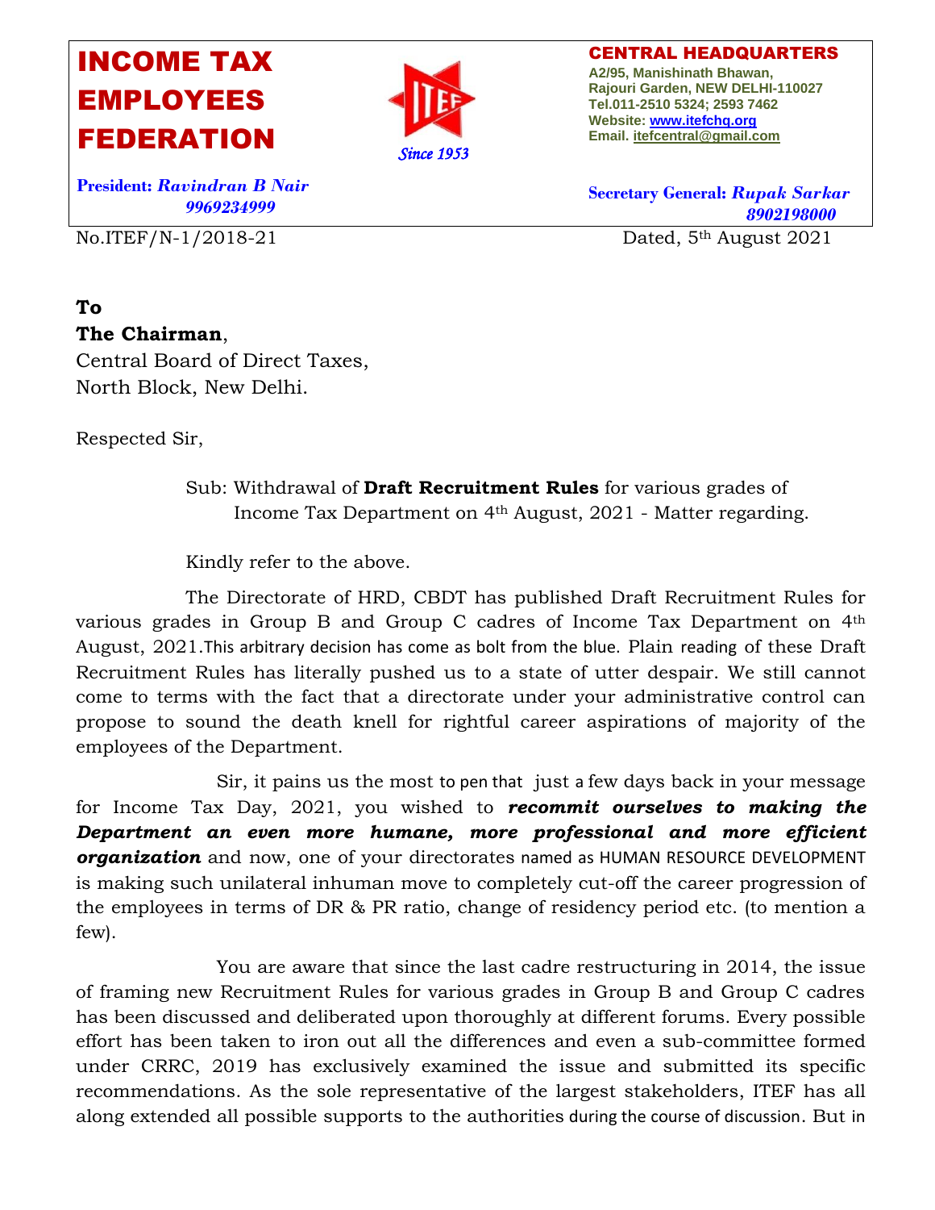# INCOME TAX EMPLOYEES FEDERATION

*Since 1953*

**CENTRAL HEADQUARTERS**
A2/95, Manishinath Bhawan,
Rajouri Garden, NEW DELHI-110027
Tel.011-2510 5324; 2593 7462
Website: www.itefchq.org
Email. itefcentral@gmail.com

**President:** ***Ravindran B Nair***
***9969234999***

**Secretary General:** ***Rupak Sarkar***
***8902198000***

No.ITEF/N-1/2018-21 Dated, 5th August 2021

**To**
**The Chairman**,
Central Board of Direct Taxes,
North Block, New Delhi.

Respected Sir,

Sub: Withdrawal of **Draft Recruitment Rules** for various grades of Income Tax Department on 4th August, 2021 - Matter regarding.

Kindly refer to the above.

The Directorate of HRD, CBDT has published Draft Recruitment Rules for various grades in Group B and Group C cadres of Income Tax Department on 4th August, 2021.This arbitrary decision has come as bolt from the blue. Plain reading of these Draft Recruitment Rules has literally pushed us to a state of utter despair. We still cannot come to terms with the fact that a directorate under your administrative control can propose to sound the death knell for rightful career aspirations of majority of the employees of the Department.

Sir, it pains us the most to pen that just a few days back in your message for Income Tax Day, 2021, you wished to ***recommit ourselves to making the Department an even more humane, more professional and more efficient organization*** and now, one of your directorates named as HUMAN RESOURCE DEVELOPMENT is making such unilateral inhuman move to completely cut-off the career progression of the employees in terms of DR & PR ratio, change of residency period etc. (to mention a few).

You are aware that since the last cadre restructuring in 2014, the issue of framing new Recruitment Rules for various grades in Group B and Group C cadres has been discussed and deliberated upon thoroughly at different forums. Every possible effort has been taken to iron out all the differences and even a sub-committee formed under CRRC, 2019 has exclusively examined the issue and submitted its specific recommendations. As the sole representative of the largest stakeholders, ITEF has all along extended all possible supports to the authorities during the course of discussion. But in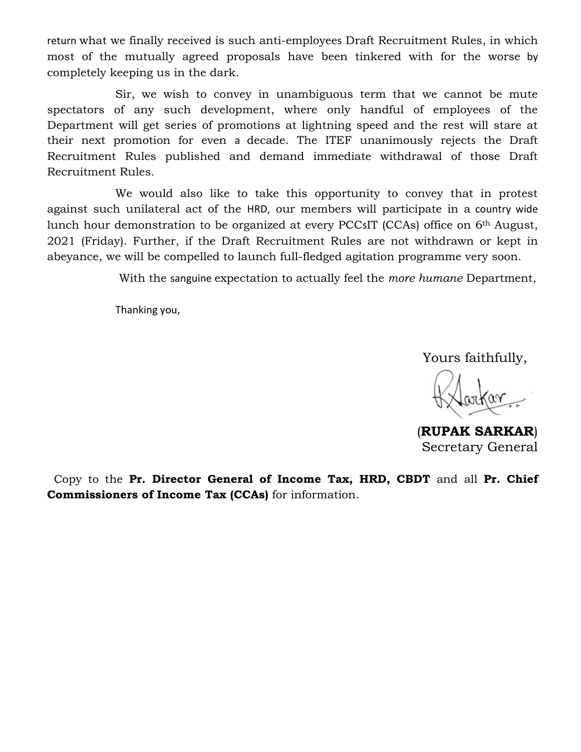return what we finally received is such anti-employees Draft Recruitment Rules, in which most of the mutually agreed proposals have been tinkered with for the worse by completely keeping us in the dark.

Sir, we wish to convey in unambiguous term that we cannot be mute spectators of any such development, where only handful of employees of the Department will get series of promotions at lightning speed and the rest will stare at their next promotion for even a decade. The ITEF unanimously rejects the Draft Recruitment Rules published and demand immediate withdrawal of those Draft Recruitment Rules.

We would also like to take this opportunity to convey that in protest against such unilateral act of the HRD, our members will participate in a country wide lunch hour demonstration to be organized at every PCCsIT (CCAs) office on 6th August, 2021 (Friday). Further, if the Draft Recruitment Rules are not withdrawn or kept in abeyance, we will be compelled to launch full-fledged agitation programme very soon.

With the sanguine expectation to actually feel the *more humane* Department,

Thanking you,

Yours faithfully,

(**RUPAK SARKAR**)
Secretary General

Copy to the **Pr. Director General of Income Tax, HRD, CBDT** and all **Pr. Chief Commissioners of Income Tax (CCAs)** for information.